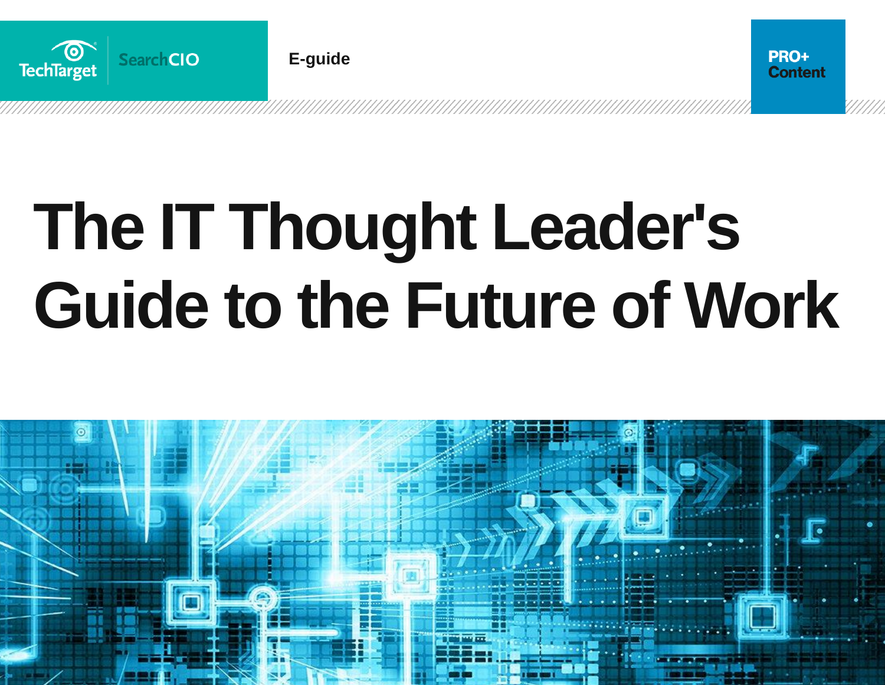TechTarget SearchCIO

E-guide

PRO+ Content

# The IT Thought Leader's Guide to the Future of Work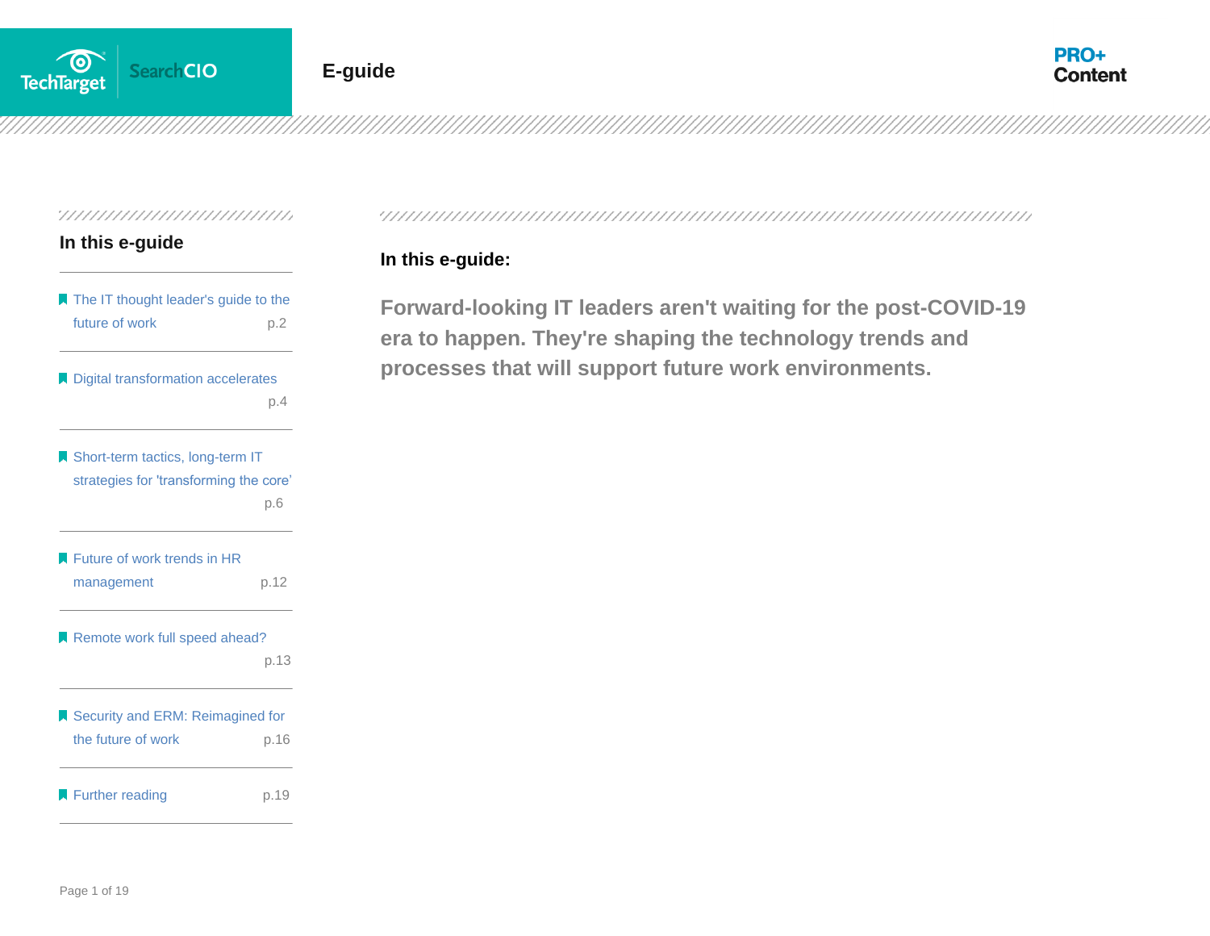E-guide

## In this e-guide

- The IT thought leader's guide to the future of work p.2
- Digital transformation accelerates p.4
- Short-term tactics, long-term IT strategies for 'transforming the core' p.6
- Future of work trends in HR management p.12
- Remote work full speed ahead? p.13
- Security and ERM: Reimagined for the future of work p.16
- Further reading p.19

## In this e-guide:

**Forward-looking IT leaders aren't waiting for the post-COVID-19 era to happen. They're shaping the technology trends and processes that will support future work environments.**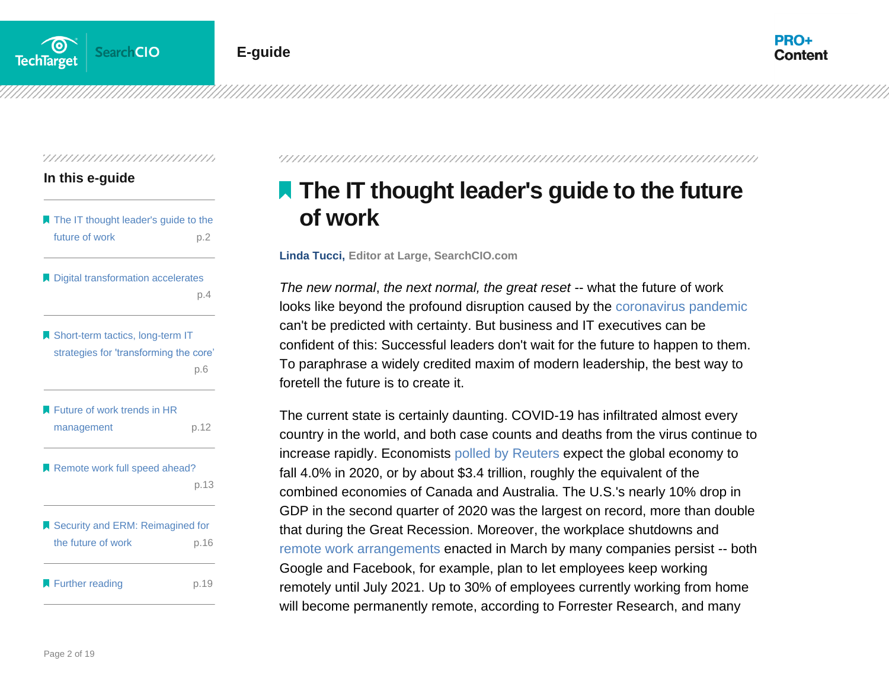## In this e-guide

- The IT thought leader's guide to the future of work p.2
- Digital transformation accelerates p.4
- Short-term tactics, long-term IT strategies for 'transforming the core' p.6
- Future of work trends in HR management p.12
- Remote work full speed ahead? p.13
- Security and ERM: Reimagined for the future of work p.16
- Further reading p.19

# The IT thought leader's guide to the future of work

**Linda Tucci,** **Editor at Large, SearchCIO.com**

*The new normal*, *the next normal, the great reset* -- what the future of work looks like beyond the profound disruption caused by the coronavirus pandemic can't be predicted with certainty. But business and IT executives can be confident of this: Successful leaders don't wait for the future to happen to them. To paraphrase a widely credited maxim of modern leadership, the best way to foretell the future is to create it.

The current state is certainly daunting. COVID-19 has infiltrated almost every country in the world, and both case counts and deaths from the virus continue to increase rapidly. Economists polled by Reuters expect the global economy to fall 4.0% in 2020, or by about $3.4 trillion, roughly the equivalent of the combined economies of Canada and Australia. The U.S.'s nearly 10% drop in GDP in the second quarter of 2020 was the largest on record, more than double that during the Great Recession. Moreover, the workplace shutdowns and remote work arrangements enacted in March by many companies persist -- both Google and Facebook, for example, plan to let employees keep working remotely until July 2021. Up to 30% of employees currently working from home will become permanently remote, according to Forrester Research, and many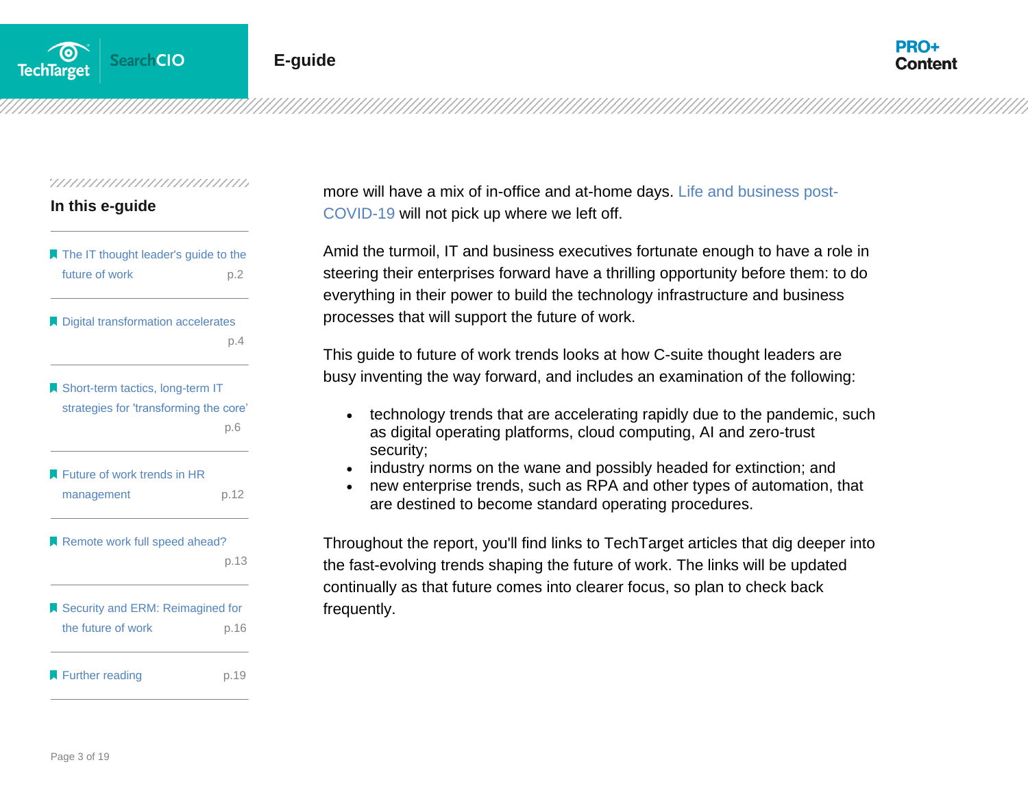more will have a mix of in-office and at-home days. Life and business post-COVID-19 will not pick up where we left off.

Amid the turmoil, IT and business executives fortunate enough to have a role in steering their enterprises forward have a thrilling opportunity before them: to do everything in their power to build the technology infrastructure and business processes that will support the future of work.

This guide to future of work trends looks at how C-suite thought leaders are busy inventing the way forward, and includes an examination of the following:

- technology trends that are accelerating rapidly due to the pandemic, such as digital operating platforms, cloud computing, AI and zero-trust security;
- industry norms on the wane and possibly headed for extinction; and
- new enterprise trends, such as RPA and other types of automation, that are destined to become standard operating procedures.

Throughout the report, you'll find links to TechTarget articles that dig deeper into the fast-evolving trends shaping the future of work. The links will be updated continually as that future comes into clearer focus, so plan to check back frequently.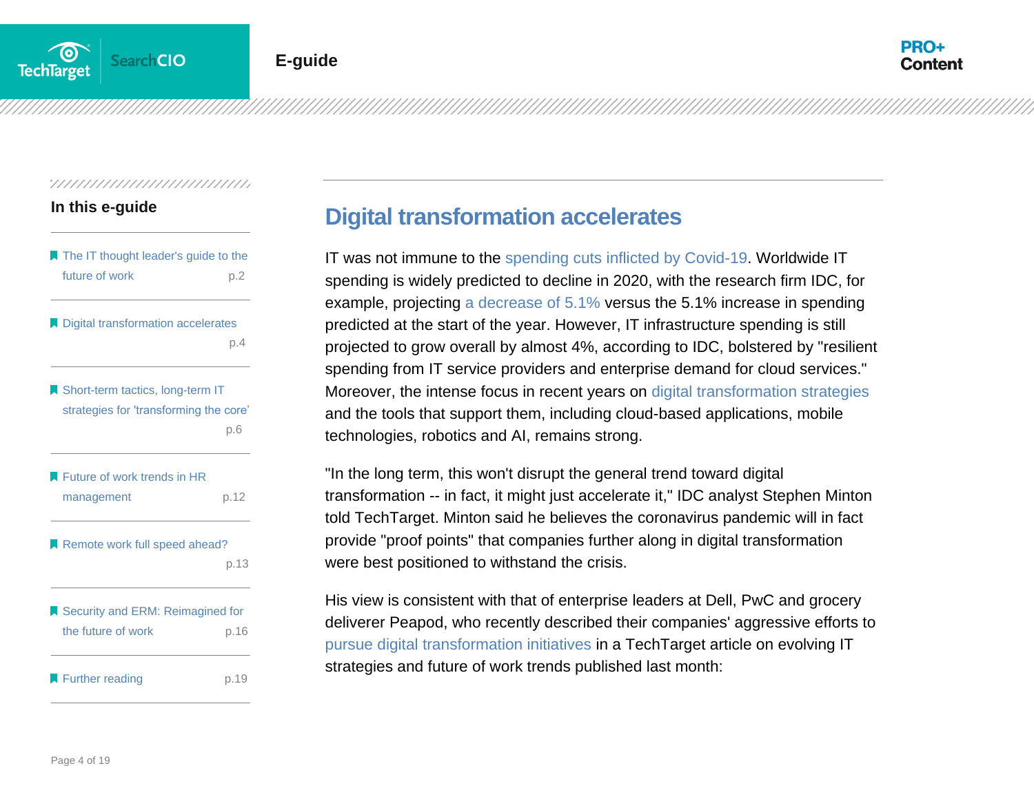## Digital transformation accelerates

IT was not immune to the spending cuts inflicted by Covid-19. Worldwide IT spending is widely predicted to decline in 2020, with the research firm IDC, for example, projecting a decrease of 5.1% versus the 5.1% increase in spending predicted at the start of the year. However, IT infrastructure spending is still projected to grow overall by almost 4%, according to IDC, bolstered by "resilient spending from IT service providers and enterprise demand for cloud services." Moreover, the intense focus in recent years on digital transformation strategies and the tools that support them, including cloud-based applications, mobile technologies, robotics and AI, remains strong.

"In the long term, this won't disrupt the general trend toward digital transformation -- in fact, it might just accelerate it," IDC analyst Stephen Minton told TechTarget. Minton said he believes the coronavirus pandemic will in fact provide "proof points" that companies further along in digital transformation were best positioned to withstand the crisis.

His view is consistent with that of enterprise leaders at Dell, PwC and grocery deliverer Peapod, who recently described their companies' aggressive efforts to pursue digital transformation initiatives in a TechTarget article on evolving IT strategies and future of work trends published last month: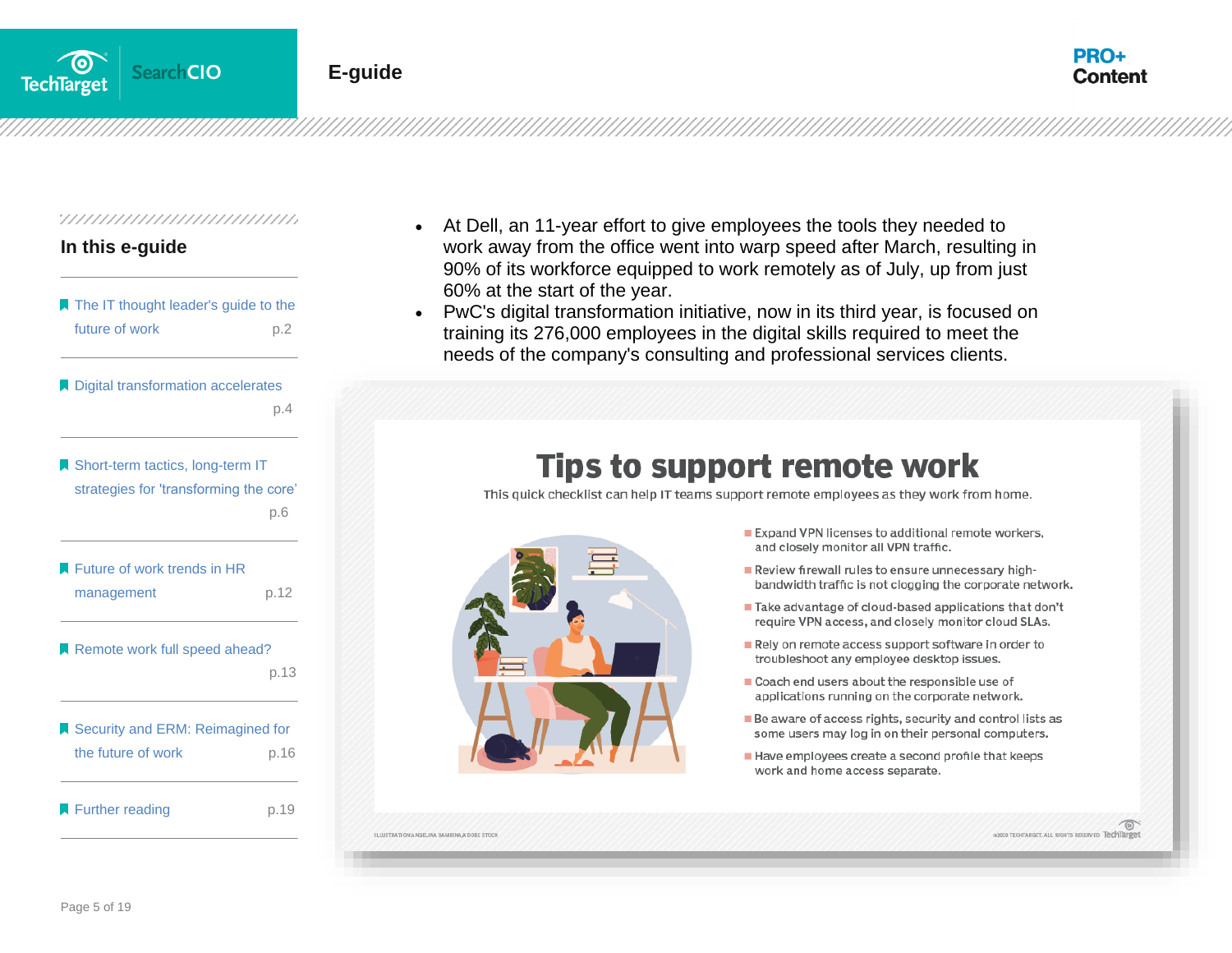- At Dell, an 11-year effort to give employees the tools they needed to work away from the office went into warp speed after March, resulting in 90% of its workforce equipped to work remotely as of July, up from just 60% at the start of the year.
- PwC's digital transformation initiative, now in its third year, is focused on training its 276,000 employees in the digital skills required to meet the needs of the company's consulting and professional services clients.

## Tips to support remote work

This quick checklist can help IT teams support remote employees as they work from home.

- Expand VPN licenses to additional remote workers, and closely monitor all VPN traffic.
- Review firewall rules to ensure unnecessary high-bandwidth traffic is not clogging the corporate network.
- Take advantage of cloud-based applications that don't require VPN access, and closely monitor cloud SLAs.
- Rely on remote access support software in order to troubleshoot any employee desktop issues.
- Coach end users about the responsible use of applications running on the corporate network.
- Be aware of access rights, security and control lists as some users may log in on their personal computers.
- Have employees create a second profile that keeps work and home access separate.

ILLUSTRATION: ANGELINA BAMBINA/ADOBE STOCK

©2020 TECHTARGET. ALL RIGHTS RESERVED TechTarget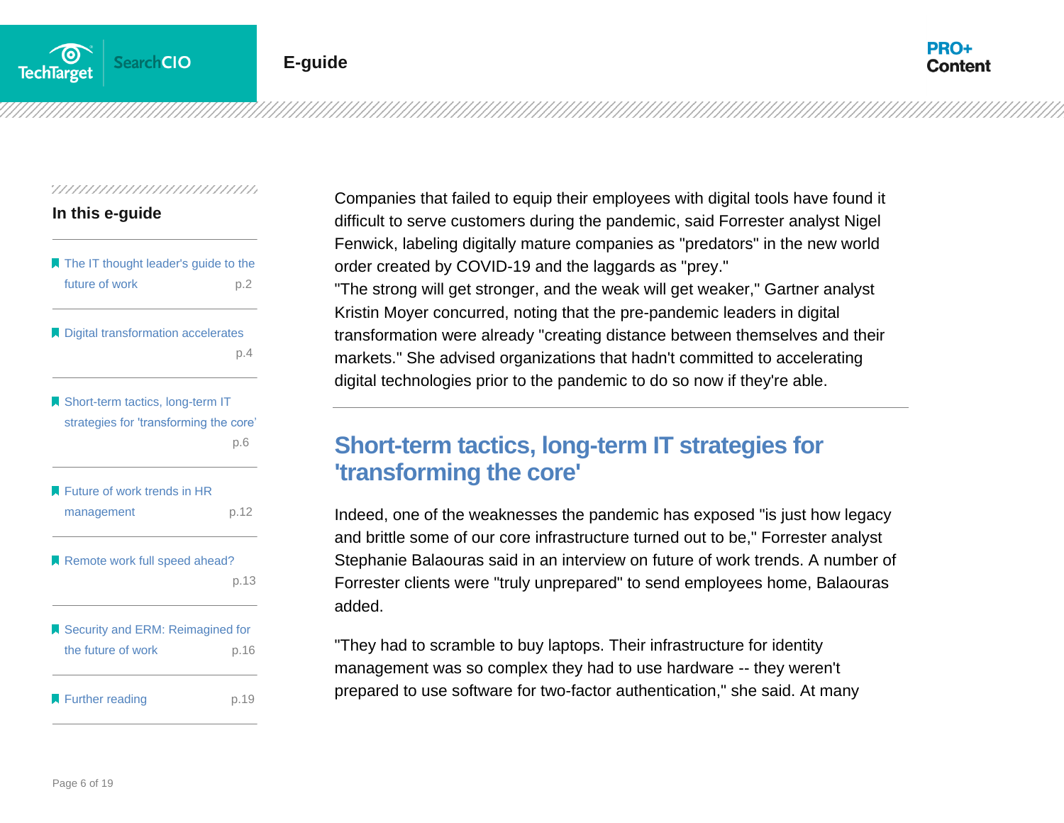Companies that failed to equip their employees with digital tools have found it difficult to serve customers during the pandemic, said Forrester analyst Nigel Fenwick, labeling digitally mature companies as "predators" in the new world order created by COVID-19 and the laggards as "prey."
"The strong will get stronger, and the weak will get weaker," Gartner analyst Kristin Moyer concurred, noting that the pre-pandemic leaders in digital transformation were already "creating distance between themselves and their markets." She advised organizations that hadn't committed to accelerating digital technologies prior to the pandemic to do so now if they're able.

## Short-term tactics, long-term IT strategies for 'transforming the core'

Indeed, one of the weaknesses the pandemic has exposed "is just how legacy and brittle some of our core infrastructure turned out to be," Forrester analyst Stephanie Balaouras said in an interview on future of work trends. A number of Forrester clients were "truly unprepared" to send employees home, Balaouras added.

"They had to scramble to buy laptops. Their infrastructure for identity management was so complex they had to use hardware -- they weren't prepared to use software for two-factor authentication," she said. At many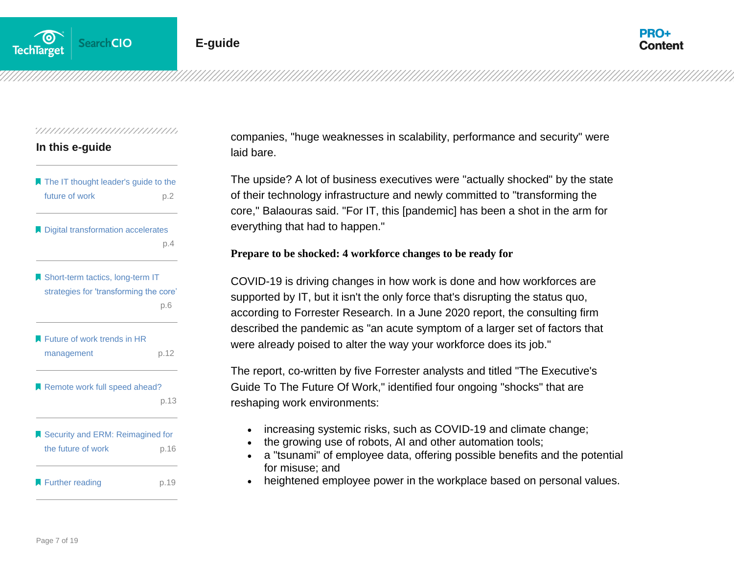companies, "huge weaknesses in scalability, performance and security" were laid bare.

The upside? A lot of business executives were "actually shocked" by the state of their technology infrastructure and newly committed to "transforming the core," Balaouras said. "For IT, this [pandemic] has been a shot in the arm for everything that had to happen."

### Prepare to be shocked: 4 workforce changes to be ready for

COVID-19 is driving changes in how work is done and how workforces are supported by IT, but it isn't the only force that's disrupting the status quo, according to Forrester Research. In a June 2020 report, the consulting firm described the pandemic as "an acute symptom of a larger set of factors that were already poised to alter the way your workforce does its job."

The report, co-written by five Forrester analysts and titled "The Executive's Guide To The Future Of Work," identified four ongoing "shocks" that are reshaping work environments:

- increasing systemic risks, such as COVID-19 and climate change;
- the growing use of robots, AI and other automation tools;
- a "tsunami" of employee data, offering possible benefits and the potential for misuse; and
- heightened employee power in the workplace based on personal values.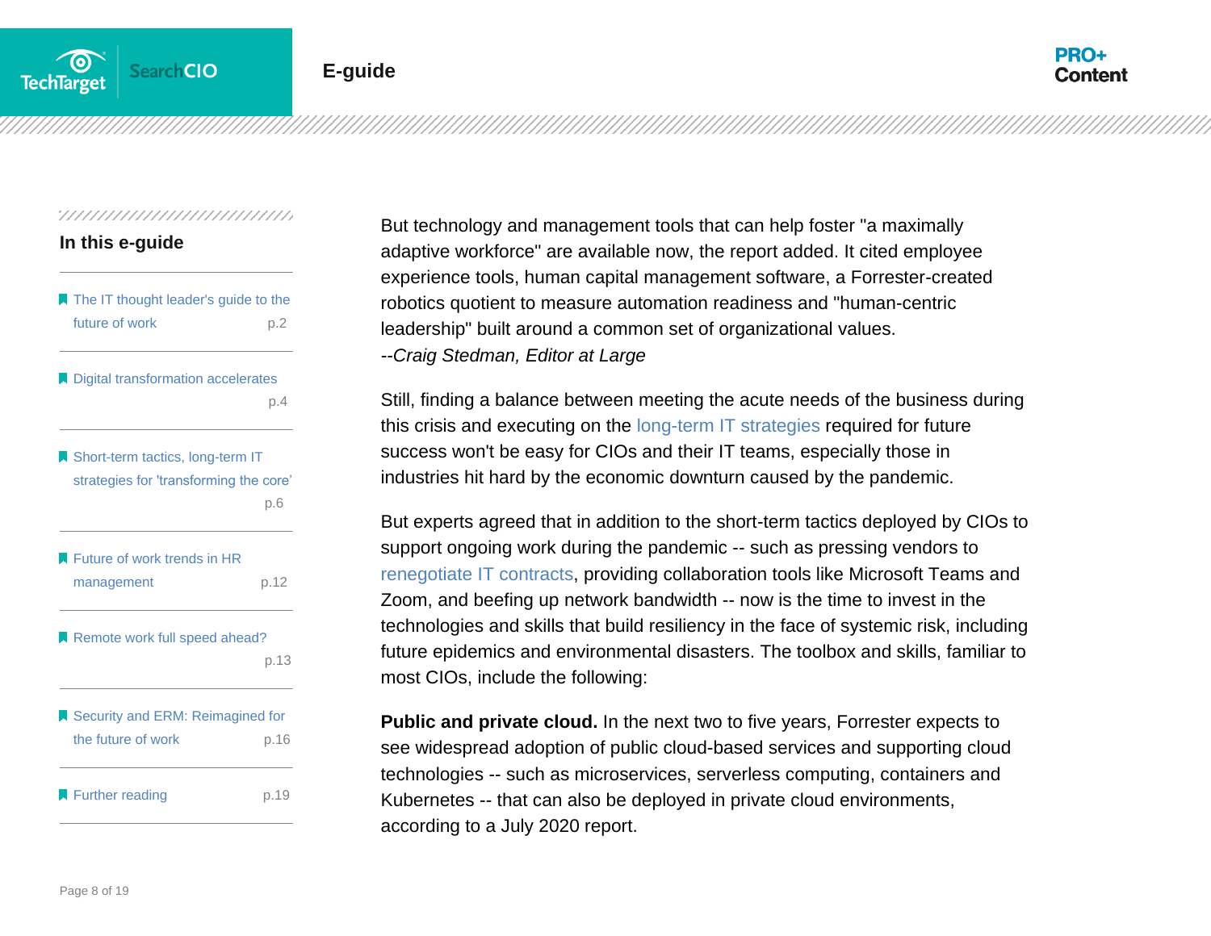But technology and management tools that can help foster "a maximally adaptive workforce" are available now, the report added. It cited employee experience tools, human capital management software, a Forrester-created robotics quotient to measure automation readiness and "human-centric leadership" built around a common set of organizational values.
*--Craig Stedman, Editor at Large*

Still, finding a balance between meeting the acute needs of the business during this crisis and executing on the long-term IT strategies required for future success won't be easy for CIOs and their IT teams, especially those in industries hit hard by the economic downturn caused by the pandemic.

But experts agreed that in addition to the short-term tactics deployed by CIOs to support ongoing work during the pandemic -- such as pressing vendors to renegotiate IT contracts, providing collaboration tools like Microsoft Teams and Zoom, and beefing up network bandwidth -- now is the time to invest in the technologies and skills that build resiliency in the face of systemic risk, including future epidemics and environmental disasters. The toolbox and skills, familiar to most CIOs, include the following:

**Public and private cloud.** In the next two to five years, Forrester expects to see widespread adoption of public cloud-based services and supporting cloud technologies -- such as microservices, serverless computing, containers and Kubernetes -- that can also be deployed in private cloud environments, according to a July 2020 report.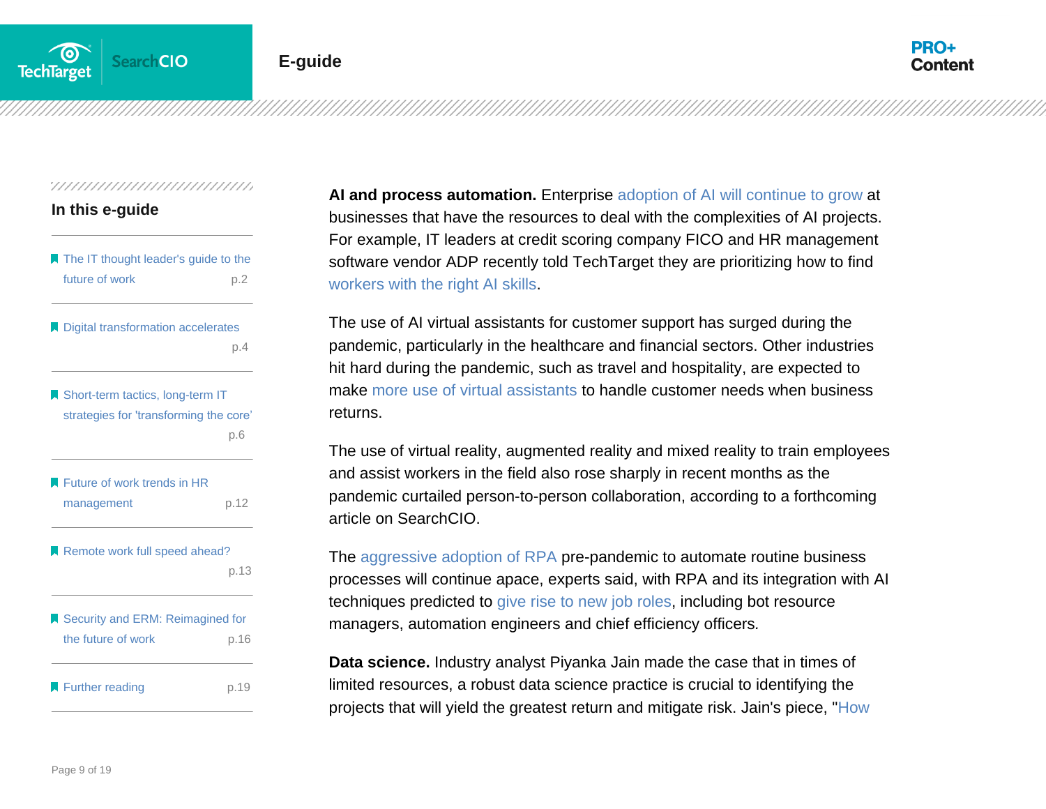**AI and process automation.** Enterprise adoption of AI will continue to grow at businesses that have the resources to deal with the complexities of AI projects. For example, IT leaders at credit scoring company FICO and HR management software vendor ADP recently told TechTarget they are prioritizing how to find workers with the right AI skills.

The use of AI virtual assistants for customer support has surged during the pandemic, particularly in the healthcare and financial sectors. Other industries hit hard during the pandemic, such as travel and hospitality, are expected to make more use of virtual assistants to handle customer needs when business returns.

The use of virtual reality, augmented reality and mixed reality to train employees and assist workers in the field also rose sharply in recent months as the pandemic curtailed person-to-person collaboration, according to a forthcoming article on SearchCIO.

The aggressive adoption of RPA pre-pandemic to automate routine business processes will continue apace, experts said, with RPA and its integration with AI techniques predicted to give rise to new job roles, including bot resource managers, automation engineers and chief efficiency officers.

**Data science.** Industry analyst Piyanka Jain made the case that in times of limited resources, a robust data science practice is crucial to identifying the projects that will yield the greatest return and mitigate risk. Jain's piece, "How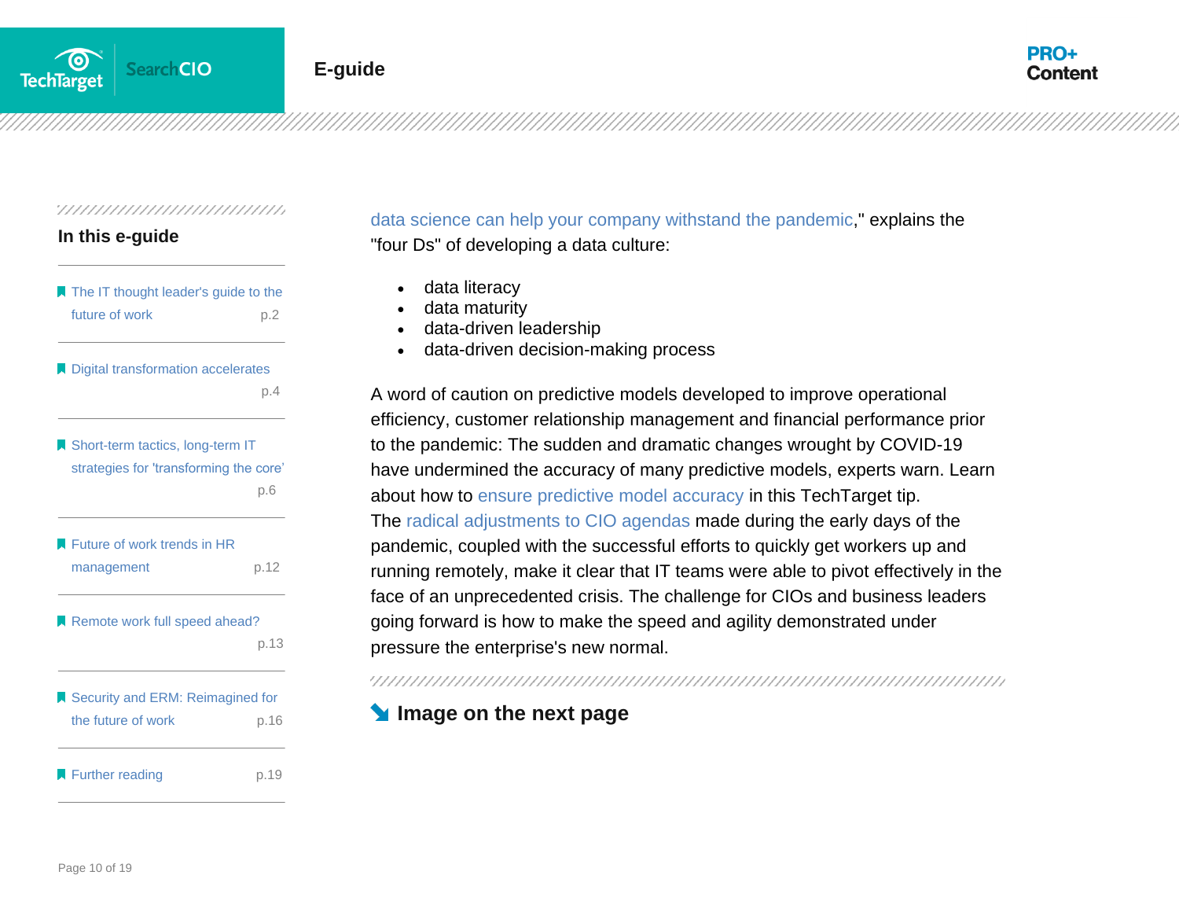data science can help your company withstand the pandemic," explains the "four Ds" of developing a data culture:

- data literacy
- data maturity
- data-driven leadership
- data-driven decision-making process

A word of caution on predictive models developed to improve operational efficiency, customer relationship management and financial performance prior to the pandemic: The sudden and dramatic changes wrought by COVID-19 have undermined the accuracy of many predictive models, experts warn. Learn about how to ensure predictive model accuracy in this TechTarget tip.

The radical adjustments to CIO agendas made during the early days of the pandemic, coupled with the successful efforts to quickly get workers up and running remotely, make it clear that IT teams were able to pivot effectively in the face of an unprecedented crisis. The challenge for CIOs and business leaders going forward is how to make the speed and agility demonstrated under pressure the enterprise's new normal.

**Image on the next page**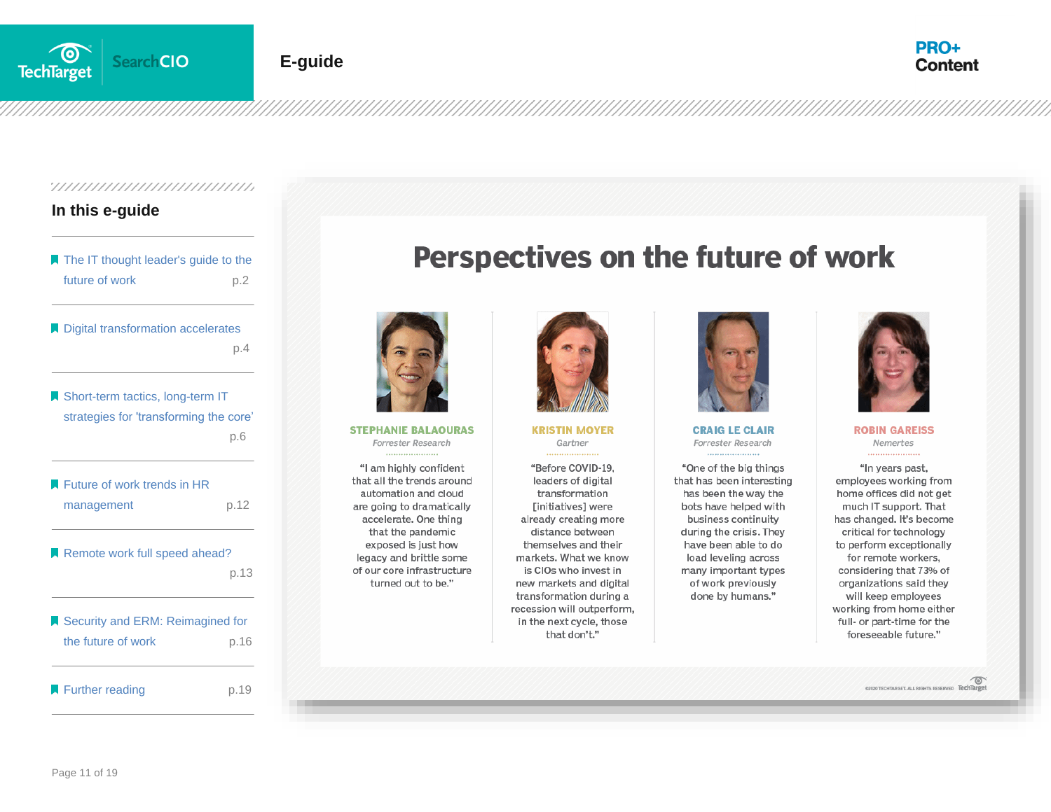# Perspectives on the future of work

**STEPHANIE BALAOURAS**
*Forrester Research*

"I am highly confident that all the trends around automation and cloud are going to dramatically accelerate. One thing that the pandemic exposed is just how legacy and brittle some of our core infrastructure turned out to be."

**KRISTIN MOYER**
*Gartner*

"Before COVID-19, leaders of digital transformation [initiatives] were already creating more distance between themselves and their markets. What we know is CIOs who invest in new markets and digital transformation during a recession will outperform, in the next cycle, those that don't."

**CRAIG LE CLAIR**
*Forrester Research*

"One of the big things that has been interesting has been the way the bots have helped with business continuity during the crisis. They have been able to do load leveling across many important types of work previously done by humans."

**ROBIN GAREISS**
*Nemertes*

"In years past, employees working from home offices did not get much IT support. That has changed. It's become critical for technology to perform exceptionally for remote workers, considering that 73% of organizations said they will keep employees working from home either full- or part-time for the foreseeable future."

©2020 TECHTARGET. ALL RIGHTS RESERVED TechTarget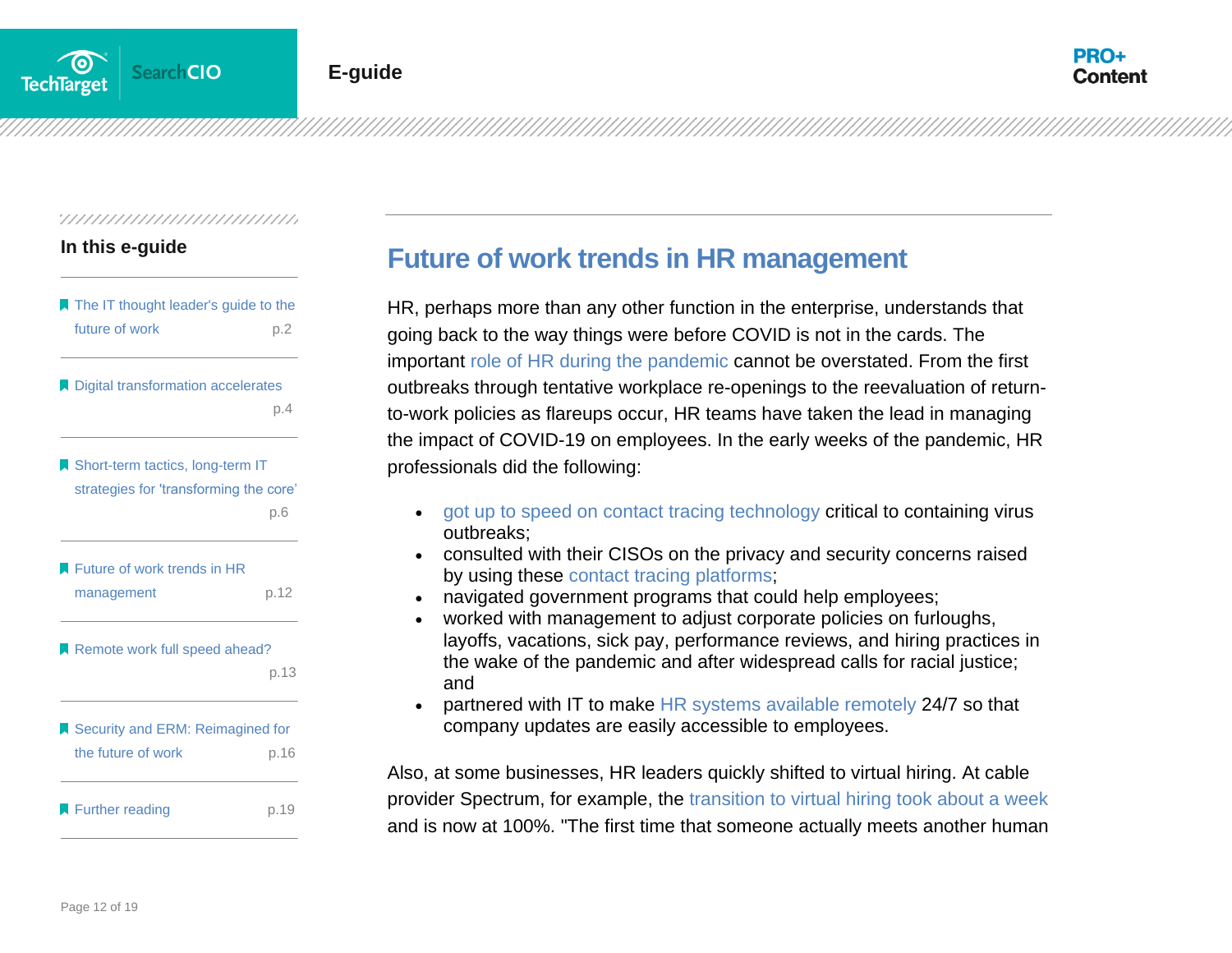## Future of work trends in HR management

HR, perhaps more than any other function in the enterprise, understands that going back to the way things were before COVID is not in the cards. The important role of HR during the pandemic cannot be overstated. From the first outbreaks through tentative workplace re-openings to the reevaluation of return-to-work policies as flareups occur, HR teams have taken the lead in managing the impact of COVID-19 on employees. In the early weeks of the pandemic, HR professionals did the following:

- got up to speed on contact tracing technology critical to containing virus outbreaks;
- consulted with their CISOs on the privacy and security concerns raised by using these contact tracing platforms;
- navigated government programs that could help employees;
- worked with management to adjust corporate policies on furloughs, layoffs, vacations, sick pay, performance reviews, and hiring practices in the wake of the pandemic and after widespread calls for racial justice; and
- partnered with IT to make HR systems available remotely 24/7 so that company updates are easily accessible to employees.

Also, at some businesses, HR leaders quickly shifted to virtual hiring. At cable provider Spectrum, for example, the transition to virtual hiring took about a week and is now at 100%. "The first time that someone actually meets another human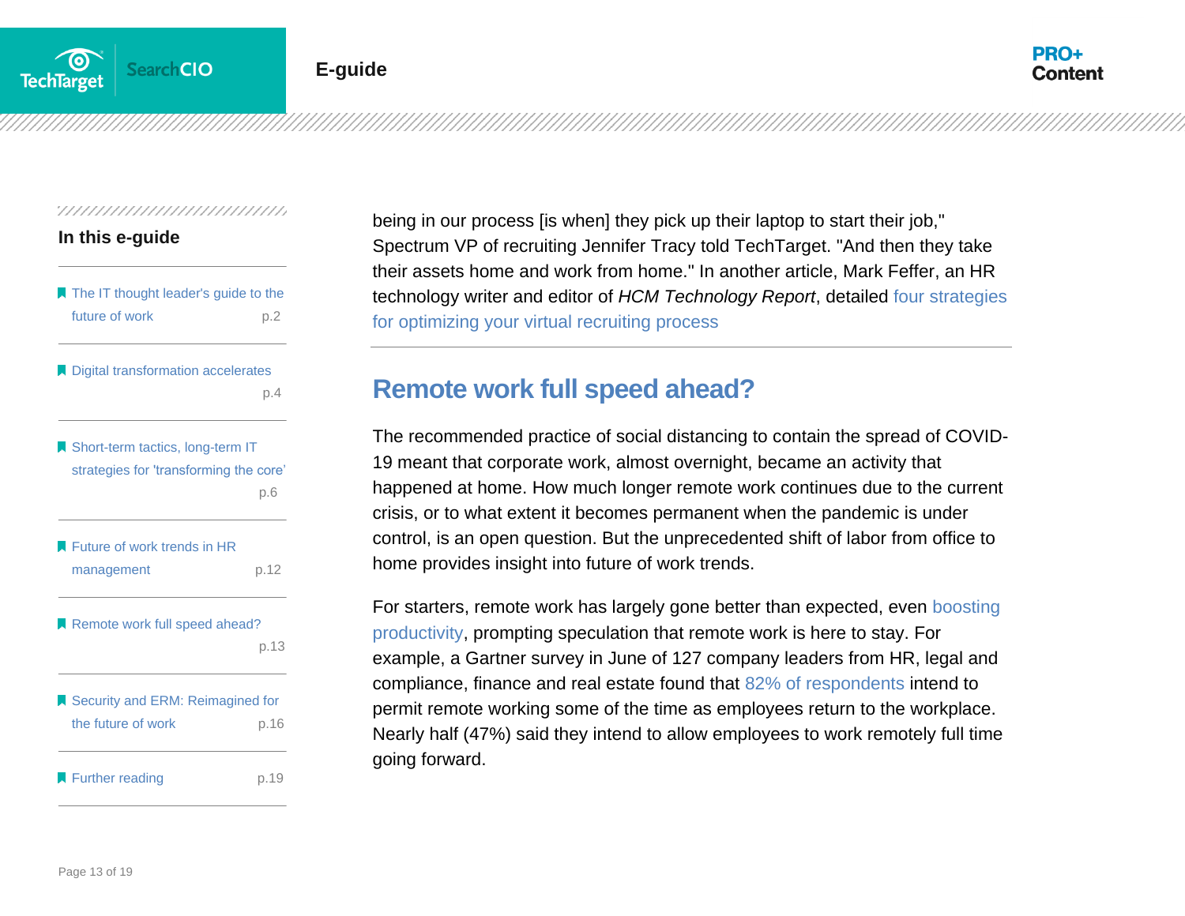being in our process [is when] they pick up their laptop to start their job," Spectrum VP of recruiting Jennifer Tracy told TechTarget. "And then they take their assets home and work from home." In another article, Mark Feffer, an HR technology writer and editor of *HCM Technology Report*, detailed four strategies for optimizing your virtual recruiting process

## Remote work full speed ahead?

The recommended practice of social distancing to contain the spread of COVID-19 meant that corporate work, almost overnight, became an activity that happened at home. How much longer remote work continues due to the current crisis, or to what extent it becomes permanent when the pandemic is under control, is an open question. But the unprecedented shift of labor from office to home provides insight into future of work trends.

For starters, remote work has largely gone better than expected, even boosting productivity, prompting speculation that remote work is here to stay. For example, a Gartner survey in June of 127 company leaders from HR, legal and compliance, finance and real estate found that 82% of respondents intend to permit remote working some of the time as employees return to the workplace. Nearly half (47%) said they intend to allow employees to work remotely full time going forward.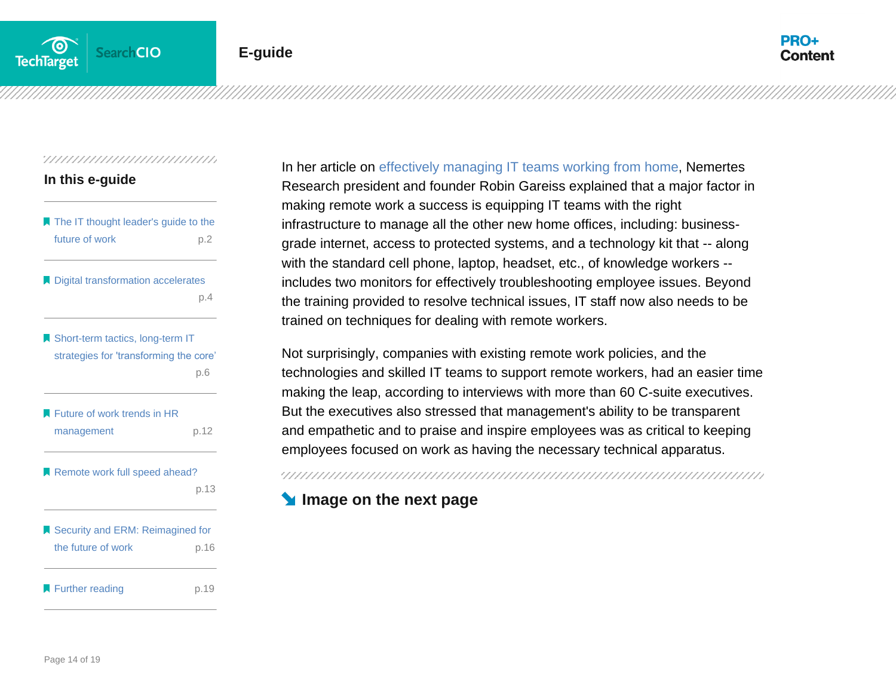In her article on effectively managing IT teams working from home, Nemertes Research president and founder Robin Gareiss explained that a major factor in making remote work a success is equipping IT teams with the right infrastructure to manage all the other new home offices, including: business-grade internet, access to protected systems, and a technology kit that -- along with the standard cell phone, laptop, headset, etc., of knowledge workers -- includes two monitors for effectively troubleshooting employee issues. Beyond the training provided to resolve technical issues, IT staff now also needs to be trained on techniques for dealing with remote workers.

Not surprisingly, companies with existing remote work policies, and the technologies and skilled IT teams to support remote workers, had an easier time making the leap, according to interviews with more than 60 C-suite executives. But the executives also stressed that management's ability to be transparent and empathetic and to praise and inspire employees was as critical to keeping employees focused on work as having the necessary technical apparatus.

**Image on the next page**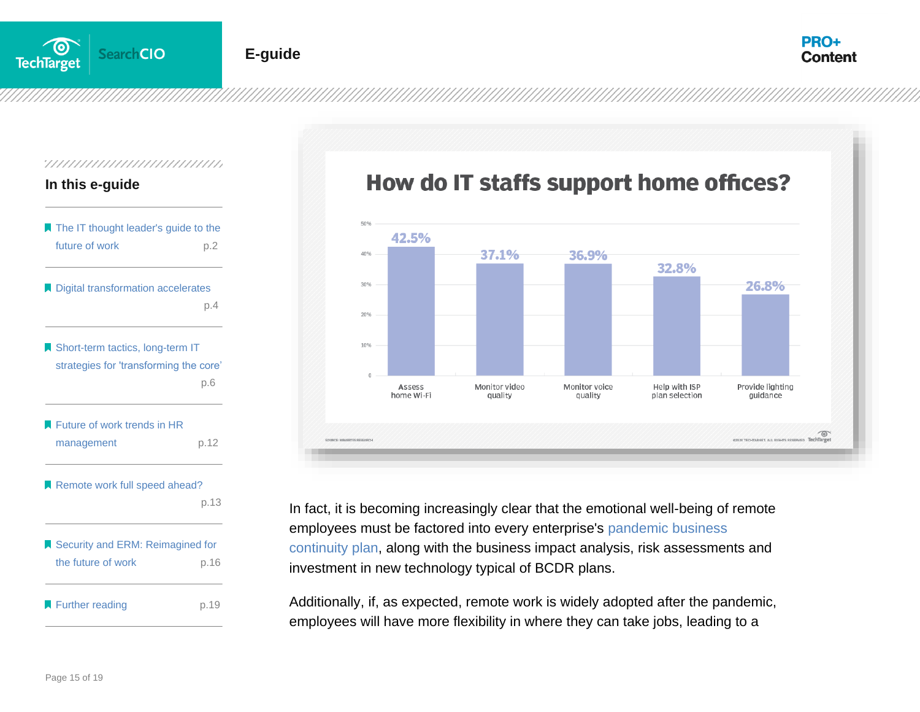## In this e-guide

- The IT thought leader's guide to the future of work p.2
- Digital transformation accelerates p.4
- Short-term tactics, long-term IT strategies for 'transforming the core' p.6
- Future of work trends in HR management p.12
- Remote work full speed ahead? p.13
- Security and ERM: Reimagined for the future of work p.16
- Further reading p.19

## How do IT staffs support home offices?

| Support | Percentage |
| --- | --- |
| Assess home Wi-Fi | 42.5% |
| Monitor video quality | 37.1% |
| Monitor voice quality | 36.9% |
| Help with ISP plan selection | 32.8% |
| Provide lighting guidance | 26.8% |

SOURCE: NEMERTES RESEARCH

©2020 TECHTARGET. ALL RIGHTS RESERVED

In fact, it is becoming increasingly clear that the emotional well-being of remote employees must be factored into every enterprise's pandemic business continuity plan, along with the business impact analysis, risk assessments and investment in new technology typical of BCDR plans.

Additionally, if, as expected, remote work is widely adopted after the pandemic, employees will have more flexibility in where they can take jobs, leading to a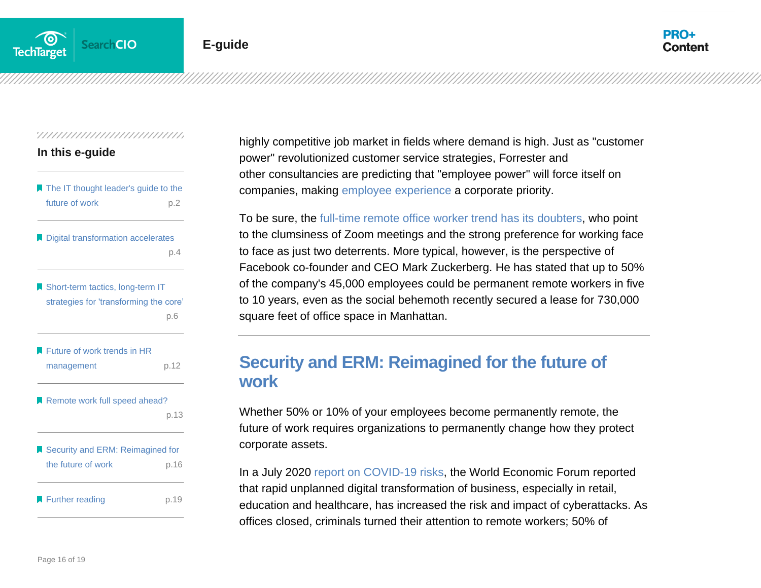highly competitive job market in fields where demand is high. Just as "customer power" revolutionized customer service strategies, Forrester and other consultancies are predicting that "employee power" will force itself on companies, making employee experience a corporate priority.

To be sure, the full-time remote office worker trend has its doubters, who point to the clumsiness of Zoom meetings and the strong preference for working face to face as just two deterrents. More typical, however, is the perspective of Facebook co-founder and CEO Mark Zuckerberg. He has stated that up to 50% of the company's 45,000 employees could be permanent remote workers in five to 10 years, even as the social behemoth recently secured a lease for 730,000 square feet of office space in Manhattan.

## Security and ERM: Reimagined for the future of work

Whether 50% or 10% of your employees become permanently remote, the future of work requires organizations to permanently change how they protect corporate assets.

In a July 2020 report on COVID-19 risks, the World Economic Forum reported that rapid unplanned digital transformation of business, especially in retail, education and healthcare, has increased the risk and impact of cyberattacks. As offices closed, criminals turned their attention to remote workers; 50% of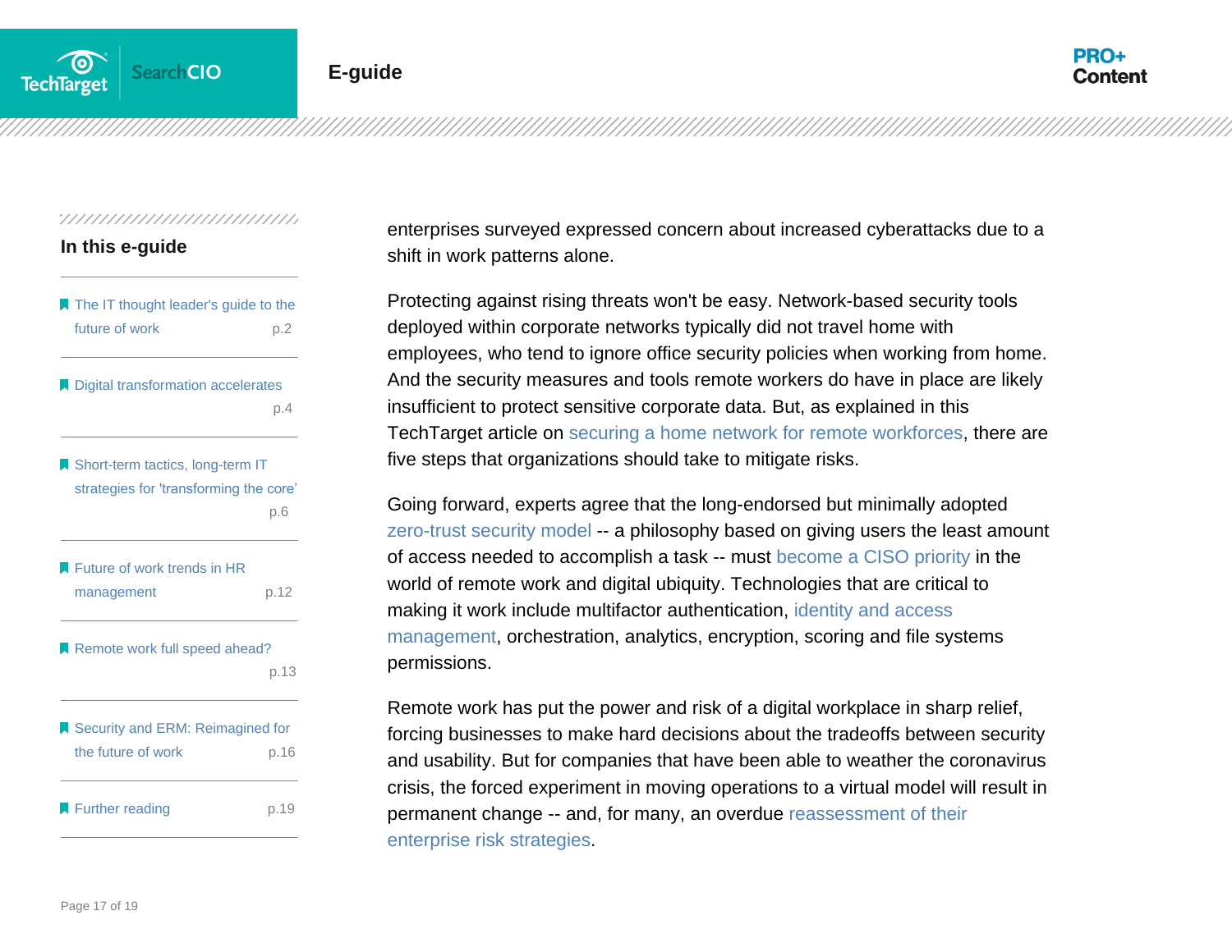enterprises surveyed expressed concern about increased cyberattacks due to a shift in work patterns alone.

Protecting against rising threats won't be easy. Network-based security tools deployed within corporate networks typically did not travel home with employees, who tend to ignore office security policies when working from home. And the security measures and tools remote workers do have in place are likely insufficient to protect sensitive corporate data. But, as explained in this TechTarget article on securing a home network for remote workforces, there are five steps that organizations should take to mitigate risks.

Going forward, experts agree that the long-endorsed but minimally adopted zero-trust security model -- a philosophy based on giving users the least amount of access needed to accomplish a task -- must become a CISO priority in the world of remote work and digital ubiquity. Technologies that are critical to making it work include multifactor authentication, identity and access management, orchestration, analytics, encryption, scoring and file systems permissions.

Remote work has put the power and risk of a digital workplace in sharp relief, forcing businesses to make hard decisions about the tradeoffs between security and usability. But for companies that have been able to weather the coronavirus crisis, the forced experiment in moving operations to a virtual model will result in permanent change -- and, for many, an overdue reassessment of their enterprise risk strategies.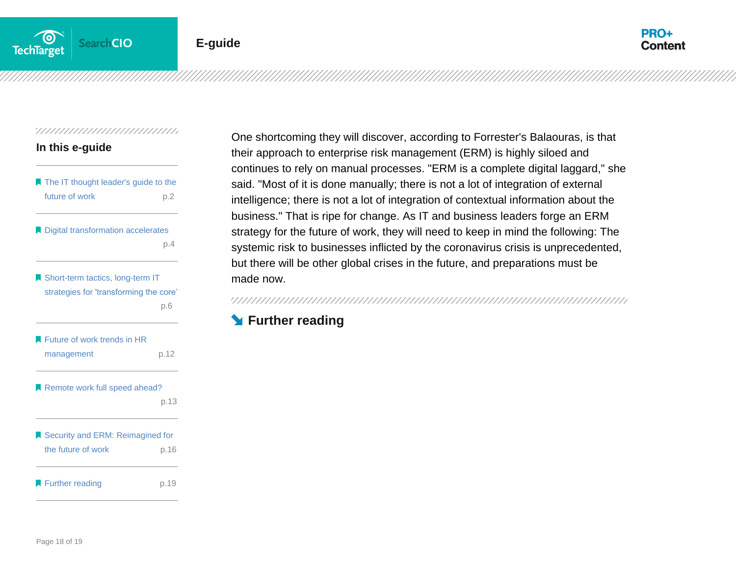One shortcoming they will discover, according to Forrester's Balaouras, is that their approach to enterprise risk management (ERM) is highly siloed and continues to rely on manual processes. "ERM is a complete digital laggard," she said. "Most of it is done manually; there is not a lot of integration of external intelligence; there is not a lot of integration of contextual information about the business." That is ripe for change. As IT and business leaders forge an ERM strategy for the future of work, they will need to keep in mind the following: The systemic risk to businesses inflicted by the coronavirus crisis is unprecedented, but there will be other global crises in the future, and preparations must be made now.

## Further reading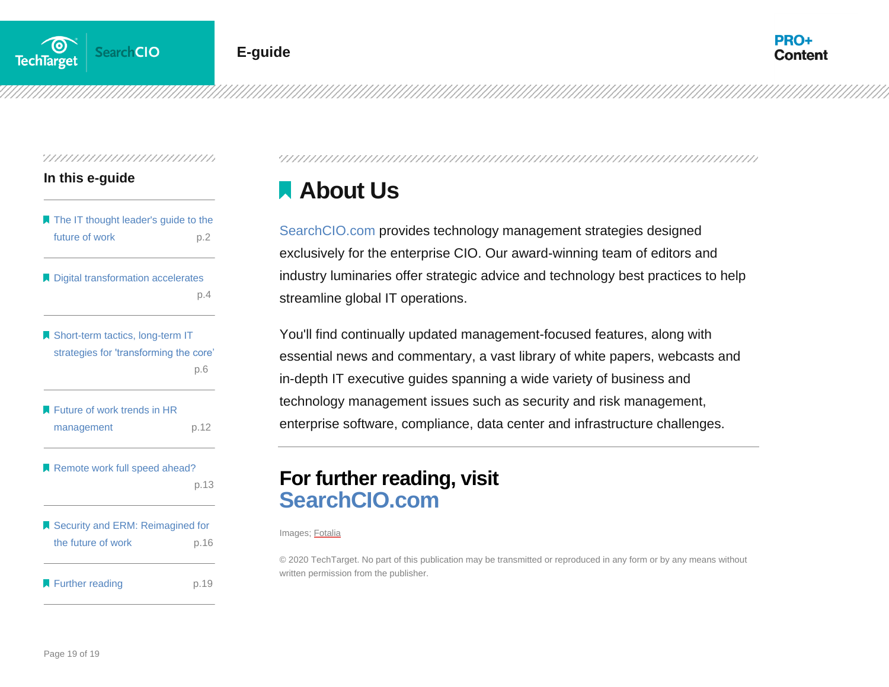## In this e-guide

- The IT thought leader's guide to the future of work p.2
- Digital transformation accelerates p.4
- Short-term tactics, long-term IT strategies for 'transforming the core' p.6
- Future of work trends in HR management p.12
- Remote work full speed ahead? p.13
- Security and ERM: Reimagined for the future of work p.16
- Further reading p.19

# About Us

SearchCIO.com provides technology management strategies designed exclusively for the enterprise CIO. Our award-winning team of editors and industry luminaries offer strategic advice and technology best practices to help streamline global IT operations.

You'll find continually updated management-focused features, along with essential news and commentary, a vast library of white papers, webcasts and in-depth IT executive guides spanning a wide variety of business and technology management issues such as security and risk management, enterprise software, compliance, data center and infrastructure challenges.

## For further reading, visit SearchCIO.com

Images; Fotalia

© 2020 TechTarget. No part of this publication may be transmitted or reproduced in any form or by any means without written permission from the publisher.